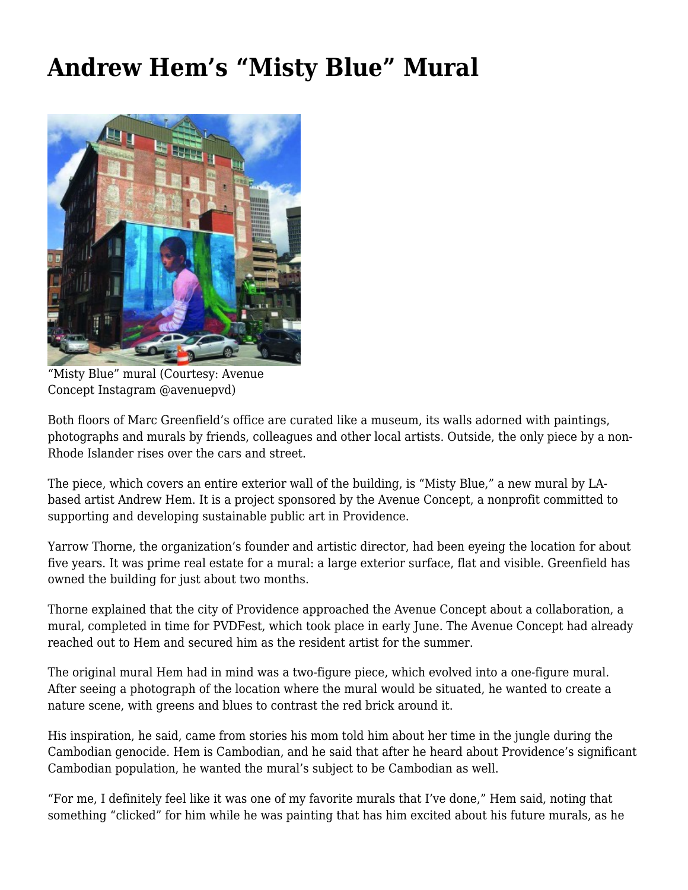# Andrew Hem's "Misty Blue" Mural

"Misty Blue" mural (Courtesy: Avenue Concept Instagram @avenuepvd)

Both floors of Marc Greenfield's office are curated like a museum, its walls adorned with paintings, photographs and murals by friends, colleagues and other local artists. Outside, the only piece by a non-Rhode Islander rises over the cars and street.

The piece, which covers an entire exterior wall of the building, is "Misty Blue," a new mural by LA-based artist Andrew Hem. It is a project sponsored by the Avenue Concept, a nonprofit committed to supporting and developing sustainable public art in Providence.

Yarrow Thorne, the organization's founder and artistic director, had been eyeing the location for about five years. It was prime real estate for a mural: a large exterior surface, flat and visible. Greenfield has owned the building for just about two months.

Thorne explained that the city of Providence approached the Avenue Concept about a collaboration, a mural, completed in time for PVDFest, which took place in early June. The Avenue Concept had already reached out to Hem and secured him as the resident artist for the summer.

The original mural Hem had in mind was a two-figure piece, which evolved into a one-figure mural. After seeing a photograph of the location where the mural would be situated, he wanted to create a nature scene, with greens and blues to contrast the red brick around it.

His inspiration, he said, came from stories his mom told him about her time in the jungle during the Cambodian genocide. Hem is Cambodian, and he said that after he heard about Providence's significant Cambodian population, he wanted the mural's subject to be Cambodian as well.

"For me, I definitely feel like it was one of my favorite murals that I've done," Hem said, noting that something "clicked" for him while he was painting that has him excited about his future murals, as he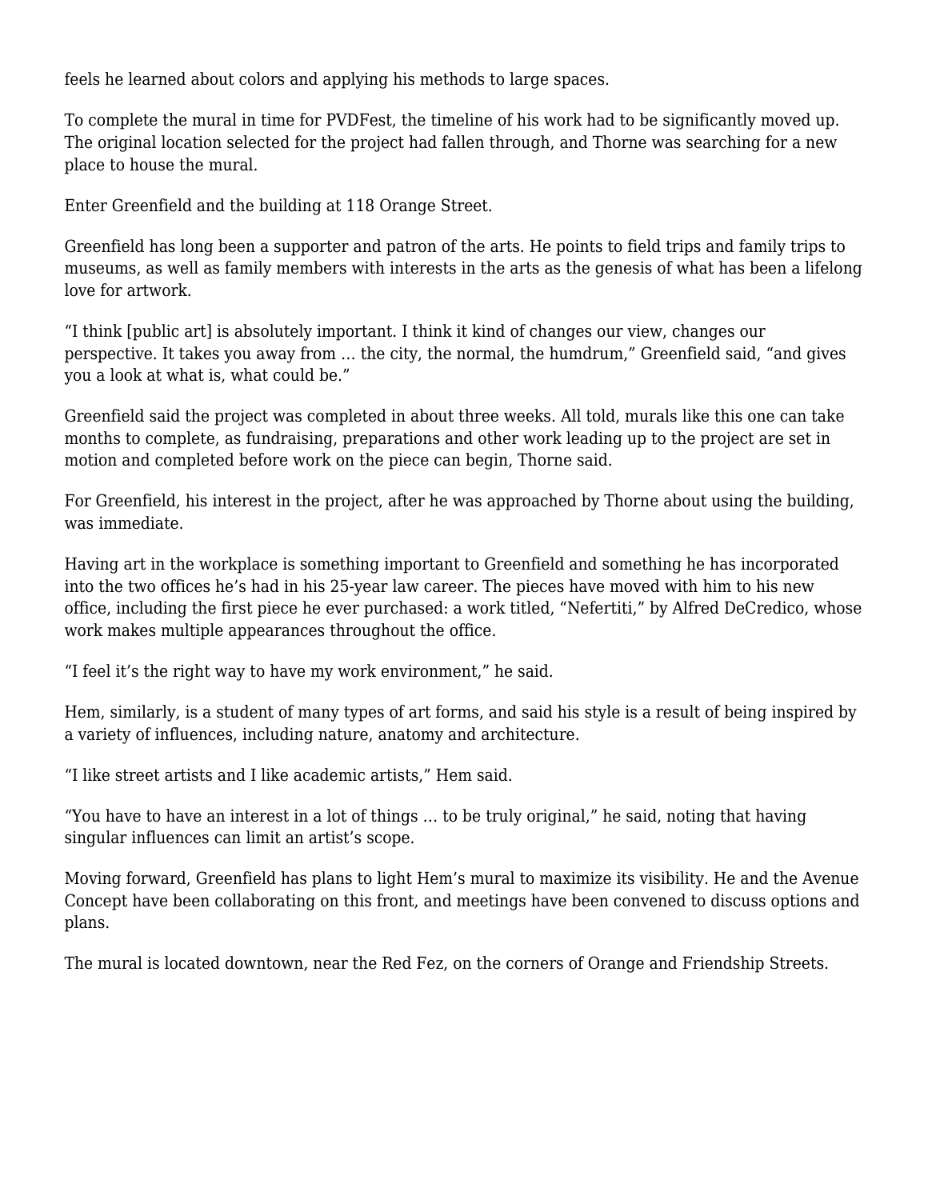feels he learned about colors and applying his methods to large spaces.

To complete the mural in time for PVDFest, the timeline of his work had to be significantly moved up. The original location selected for the project had fallen through, and Thorne was searching for a new place to house the mural.

Enter Greenfield and the building at 118 Orange Street.

Greenfield has long been a supporter and patron of the arts. He points to field trips and family trips to museums, as well as family members with interests in the arts as the genesis of what has been a lifelong love for artwork.

"I think [public art] is absolutely important. I think it kind of changes our view, changes our perspective. It takes you away from … the city, the normal, the humdrum," Greenfield said, "and gives you a look at what is, what could be."

Greenfield said the project was completed in about three weeks. All told, murals like this one can take months to complete, as fundraising, preparations and other work leading up to the project are set in motion and completed before work on the piece can begin, Thorne said.

For Greenfield, his interest in the project, after he was approached by Thorne about using the building, was immediate.

Having art in the workplace is something important to Greenfield and something he has incorporated into the two offices he's had in his 25-year law career. The pieces have moved with him to his new office, including the first piece he ever purchased: a work titled, "Nefertiti," by Alfred DeCredico, whose work makes multiple appearances throughout the office.

"I feel it's the right way to have my work environment," he said.

Hem, similarly, is a student of many types of art forms, and said his style is a result of being inspired by a variety of influences, including nature, anatomy and architecture.

"I like street artists and I like academic artists," Hem said.

"You have to have an interest in a lot of things … to be truly original," he said, noting that having singular influences can limit an artist's scope.

Moving forward, Greenfield has plans to light Hem's mural to maximize its visibility. He and the Avenue Concept have been collaborating on this front, and meetings have been convened to discuss options and plans.

The mural is located downtown, near the Red Fez, on the corners of Orange and Friendship Streets.